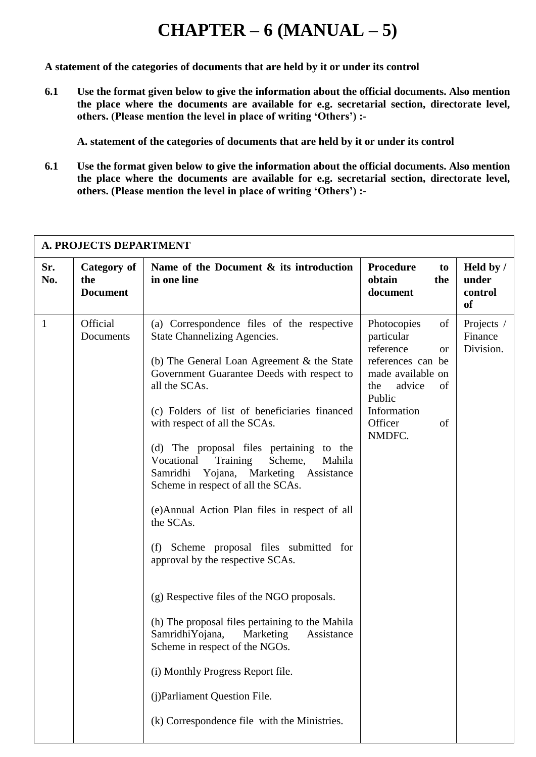# CHAPTER – 6 (MANUAL – 5)

**A statement of the categories of documents that are held by it or under its control**

**6.1 Use the format given below to give the information about the official documents. Also mention the place where the documents are available for e.g. secretarial section, directorate level, others. (Please mention the level in place of writing 'Others') :-**

**A. statement of the categories of documents that are held by it or under its control**

**6.1 Use the format given below to give the information about the official documents. Also mention the place where the documents are available for e.g. secretarial section, directorate level, others. (Please mention the level in place of writing 'Others') :-**

| **A. PROJECTS DEPARTMENT** | | | | |
|---|---|---|---|---|
| **Sr. No.** | **Category of the Document** | **Name of the Document & its introduction in one line** | **Procedure to obtain the document** | **Held by / under control of** |
| 1 | Official Documents | (a) Correspondence files of the respective State Channelizing Agencies.<br><br>(b) The General Loan Agreement & the State Government Guarantee Deeds with respect to all the SCAs.<br><br>(c) Folders of list of beneficiaries financed with respect of all the SCAs.<br><br>(d) The proposal files pertaining to the Vocational Training Scheme, Mahila Samridhi Yojana, Marketing Assistance Scheme in respect of all the SCAs.<br><br>(e)Annual Action Plan files in respect of all the SCAs.<br><br>(f) Scheme proposal files submitted for approval by the respective SCAs.<br><br>(g) Respective files of the NGO proposals.<br><br>(h) The proposal files pertaining to the Mahila SamridhiYojana, Marketing Assistance Scheme in respect of the NGOs.<br><br>(i) Monthly Progress Report file.<br><br>(j)Parliament Question File.<br><br>(k) Correspondence file with the Ministries. | Photocopies of particular reference or references can be made available on the advice of Public Information Officer of NMDFC. | Projects / Finance Division. |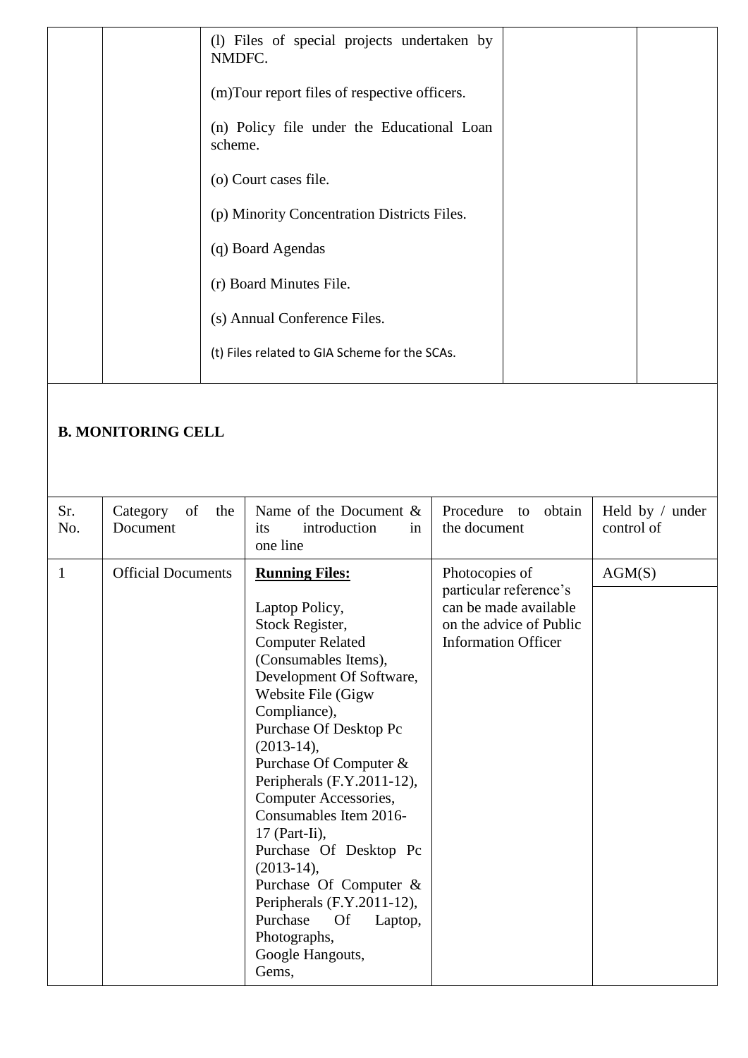| | | | | |
|---|---|---|---|---|
| | | (l) Files of special projects undertaken by NMDFC.<br><br>(m)Tour report files of respective officers.<br><br>(n) Policy file under the Educational Loan scheme.<br><br>(o) Court cases file.<br><br>(p) Minority Concentration Districts Files.<br><br>(q) Board Agendas<br><br>(r) Board Minutes File.<br><br>(s) Annual Conference Files.<br><br>(t) Files related to GIA Scheme for the SCAs. | | |

**B. MONITORING CELL**

| Sr. No. | Category of the Document | Name of the Document & its introduction in one line | Procedure to obtain the document | Held by / under control of |
|---|---|---|---|---|
| 1 | Official Documents | **Running Files:**<br><br>Laptop Policy,<br>Stock Register,<br>Computer Related (Consumables Items),<br>Development Of Software,<br>Website File (Gigw Compliance),<br>Purchase Of Desktop Pc (2013-14),<br>Purchase Of Computer & Peripherals (F.Y.2011-12),<br>Computer Accessories,<br>Consumables Item 2016-17 (Part-Ii),<br>Purchase Of Desktop Pc (2013-14),<br>Purchase Of Computer & Peripherals (F.Y.2011-12),<br>Purchase Of Laptop,<br>Photographs,<br>Google Hangouts,<br>Gems, | Photocopies of particular reference's can be made available on the advice of Public Information Officer | AGM(S) |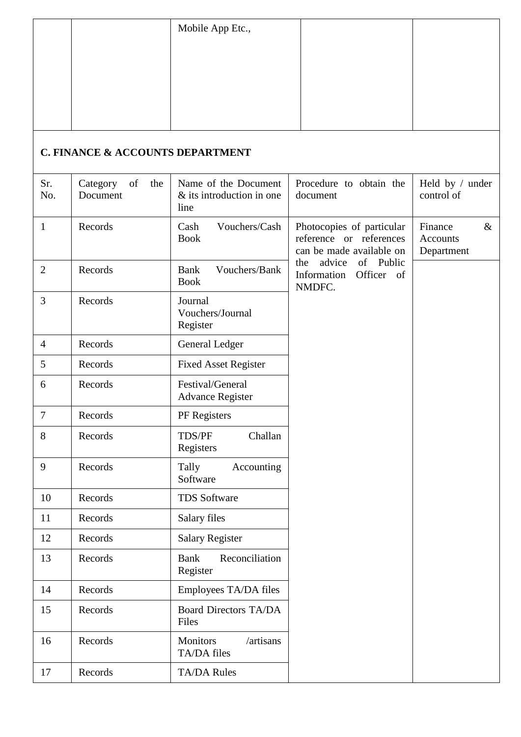| | | Mobile App Etc., | | |
|---|---|---|---|---|

## C. FINANCE & ACCOUNTS DEPARTMENT

| Sr. No. | Category of the Document | Name of the Document & its introduction in one line | Procedure to obtain the document | Held by / under control of |
|---|---|---|---|---|
| 1 | Records | Cash Vouchers/Cash Book | Photocopies of particular reference or references can be made available on the advice of Public Information Officer of NMDFC. | Finance & Accounts Department |
| 2 | Records | Bank Vouchers/Bank Book | | |
| 3 | Records | Journal Vouchers/Journal Register | | |
| 4 | Records | General Ledger | | |
| 5 | Records | Fixed Asset Register | | |
| 6 | Records | Festival/General Advance Register | | |
| 7 | Records | PF Registers | | |
| 8 | Records | TDS/PF Challan Registers | | |
| 9 | Records | Tally Accounting Software | | |
| 10 | Records | TDS Software | | |
| 11 | Records | Salary files | | |
| 12 | Records | Salary Register | | |
| 13 | Records | Bank Reconciliation Register | | |
| 14 | Records | Employees TA/DA files | | |
| 15 | Records | Board Directors TA/DA Files | | |
| 16 | Records | Monitors /artisans TA/DA files | | |
| 17 | Records | TA/DA Rules | | |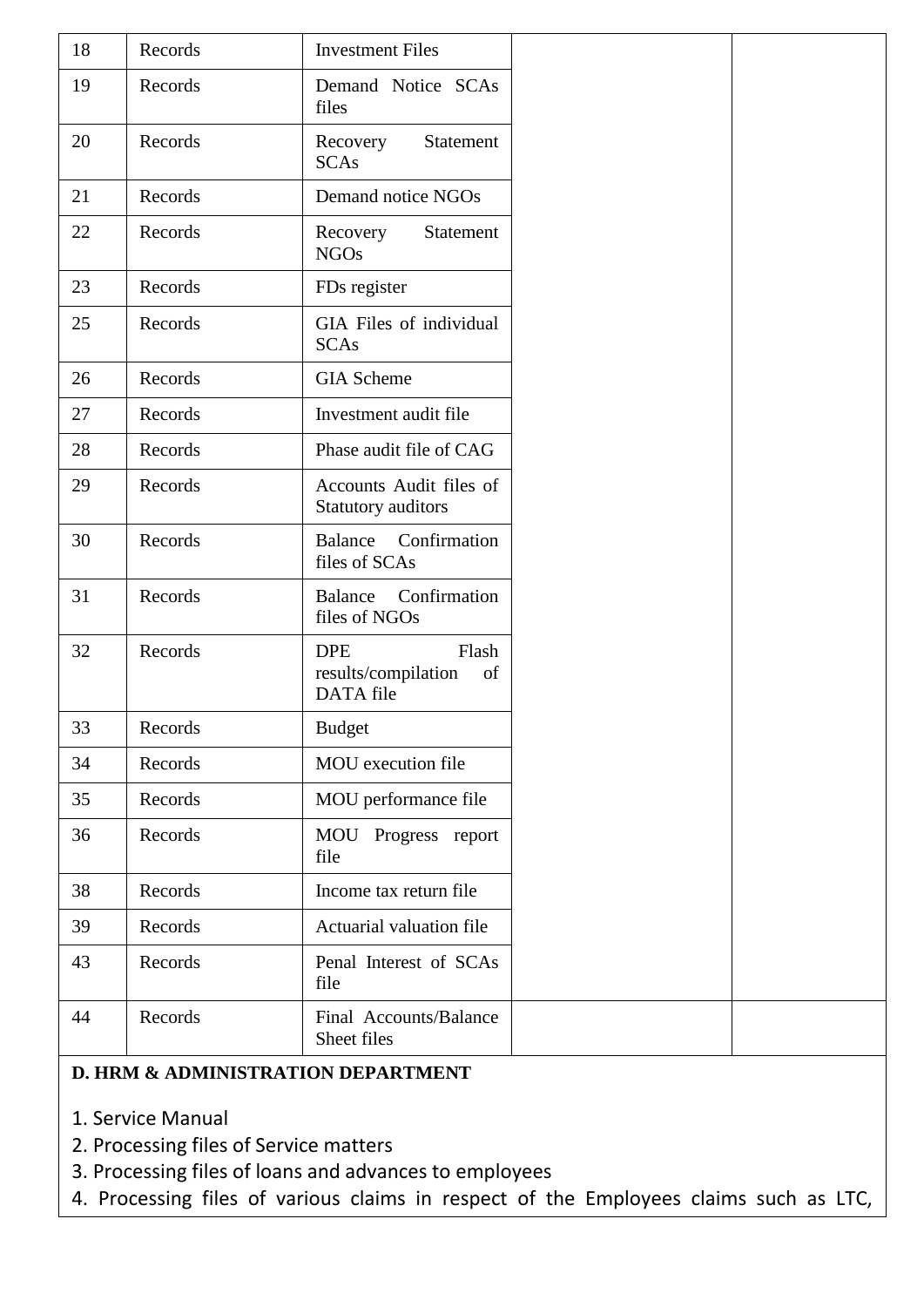| | | | | |
|---|---|---|---|---|
| 18 | Records | Investment Files | | |
| 19 | Records | Demand Notice SCAs files | | |
| 20 | Records | Recovery Statement SCAs | | |
| 21 | Records | Demand notice NGOs | | |
| 22 | Records | Recovery Statement NGOs | | |
| 23 | Records | FDs register | | |
| 25 | Records | GIA Files of individual SCAs | | |
| 26 | Records | GIA Scheme | | |
| 27 | Records | Investment audit file | | |
| 28 | Records | Phase audit file of CAG | | |
| 29 | Records | Accounts Audit files of Statutory auditors | | |
| 30 | Records | Balance Confirmation files of SCAs | | |
| 31 | Records | Balance Confirmation files of NGOs | | |
| 32 | Records | DPE Flash results/compilation of DATA file | | |
| 33 | Records | Budget | | |
| 34 | Records | MOU execution file | | |
| 35 | Records | MOU performance file | | |
| 36 | Records | MOU Progress report file | | |
| 38 | Records | Income tax return file | | |
| 39 | Records | Actuarial valuation file | | |
| 43 | Records | Penal Interest of SCAs file | | |
| 44 | Records | Final Accounts/Balance Sheet files | | |

**D. HRM & ADMINISTRATION DEPARTMENT**

1. Service Manual
2. Processing files of Service matters
3. Processing files of loans and advances to employees
4. Processing files of various claims in respect of the Employees claims such as LTC,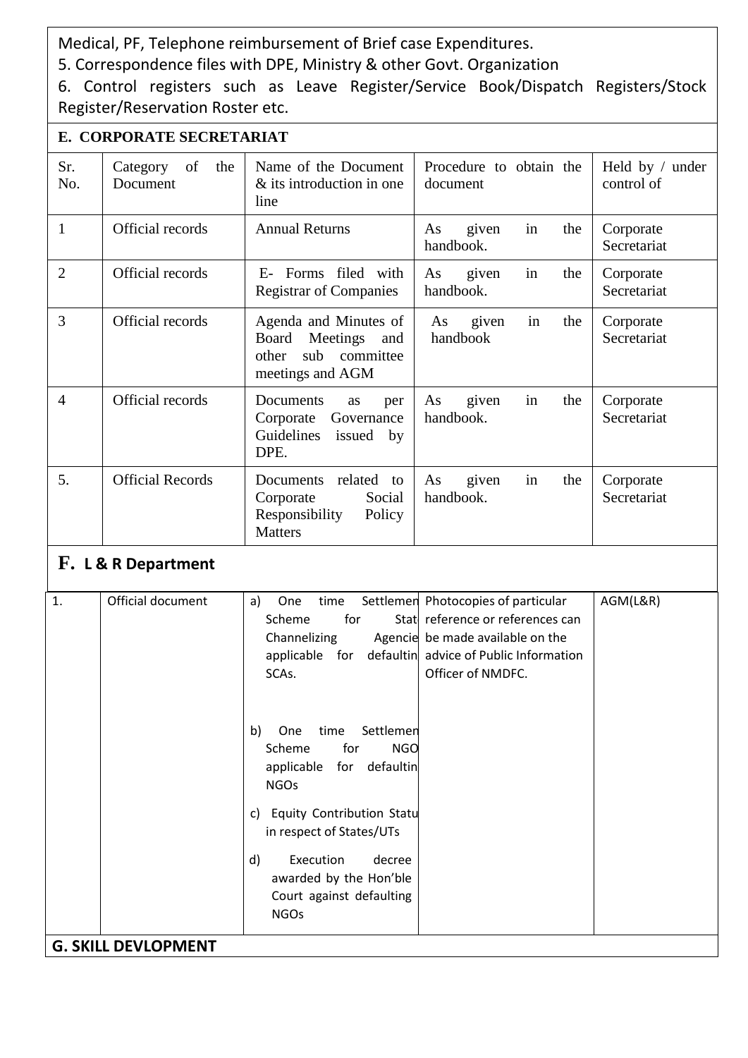Medical, PF, Telephone reimbursement of Brief case Expenditures.

5. Correspondence files with DPE, Ministry & other Govt. Organization

6. Control registers such as Leave Register/Service Book/Dispatch Registers/Stock Register/Reservation Roster etc.

## E. CORPORATE SECRETARIAT

| Sr. No. | Category of the Document | Name of the Document & its introduction in one line | Procedure to obtain the document | Held by / under control of |
|---|---|---|---|---|
| 1 | Official records | Annual Returns | As given in the handbook. | Corporate Secretariat |
| 2 | Official records | E- Forms filed with Registrar of Companies | As given in the handbook. | Corporate Secretariat |
| 3 | Official records | Agenda and Minutes of Board Meetings and other sub committee meetings and AGM | As given in the handbook | Corporate Secretariat |
| 4 | Official records | Documents as per Corporate Governance Guidelines issued by DPE. | As given in the handbook. | Corporate Secretariat |
| 5. | Official Records | Documents related to Corporate Social Responsibility Policy Matters | As given in the handbook. | Corporate Secretariat |

## F. L & R Department

| Sr. No. | Category of the Document | Name of the Document & its introduction in one line | Procedure to obtain the document | Held by / under control of |
|---|---|---|---|---|
| 1. | Official document | a) One time Settlemen Scheme for Stat Channelizing Agencie applicable for defaultin SCAs.<br>b) One time Settlemen Scheme for NGO applicable for defaultin NGOs<br>c) Equity Contribution Statu in respect of States/UTs<br>d) Execution decree awarded by the Hon'ble Court against defaulting NGOs | Photocopies of particular reference or references can be made available on the advice of Public Information Officer of NMDFC. | AGM(L&R) |

## G. SKILL DEVLOPMENT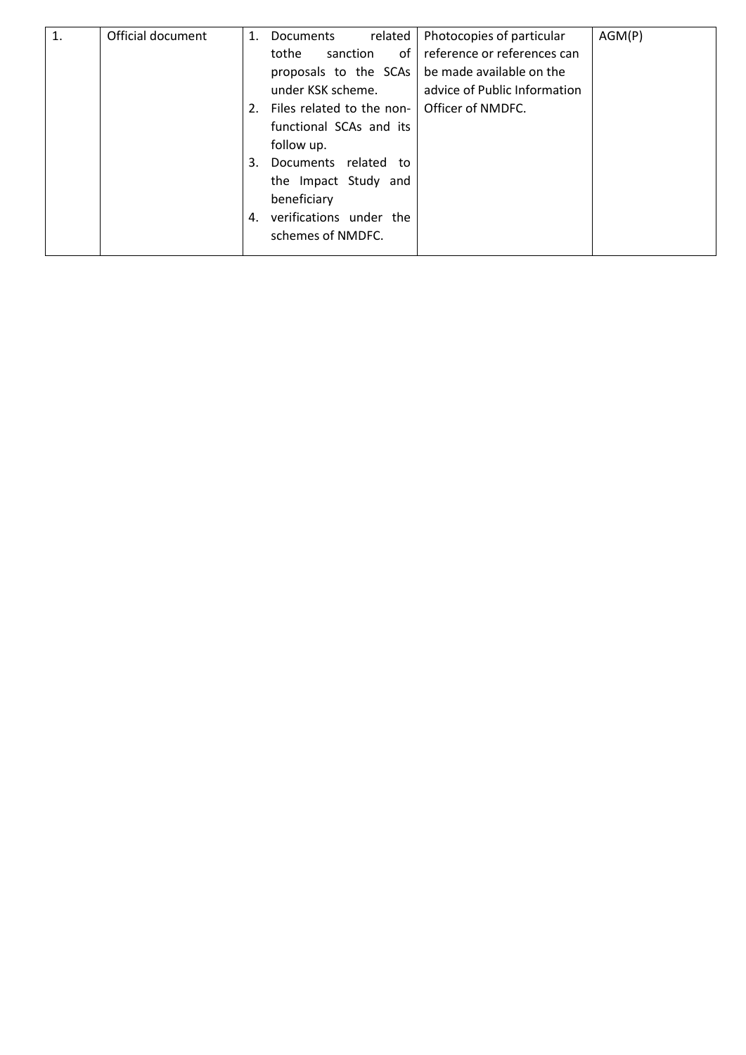| | | | | |
|---|---|---|---|---|
| 1. | Official document | 1. Documents related tothe sanction of proposals to the SCAs under KSK scheme.<br>2. Files related to the non-functional SCAs and its follow up.<br>3. Documents related to the Impact Study and beneficiary<br>4. verifications under the schemes of NMDFC. | Photocopies of particular reference or references can be made available on the advice of Public Information Officer of NMDFC. | AGM(P) |